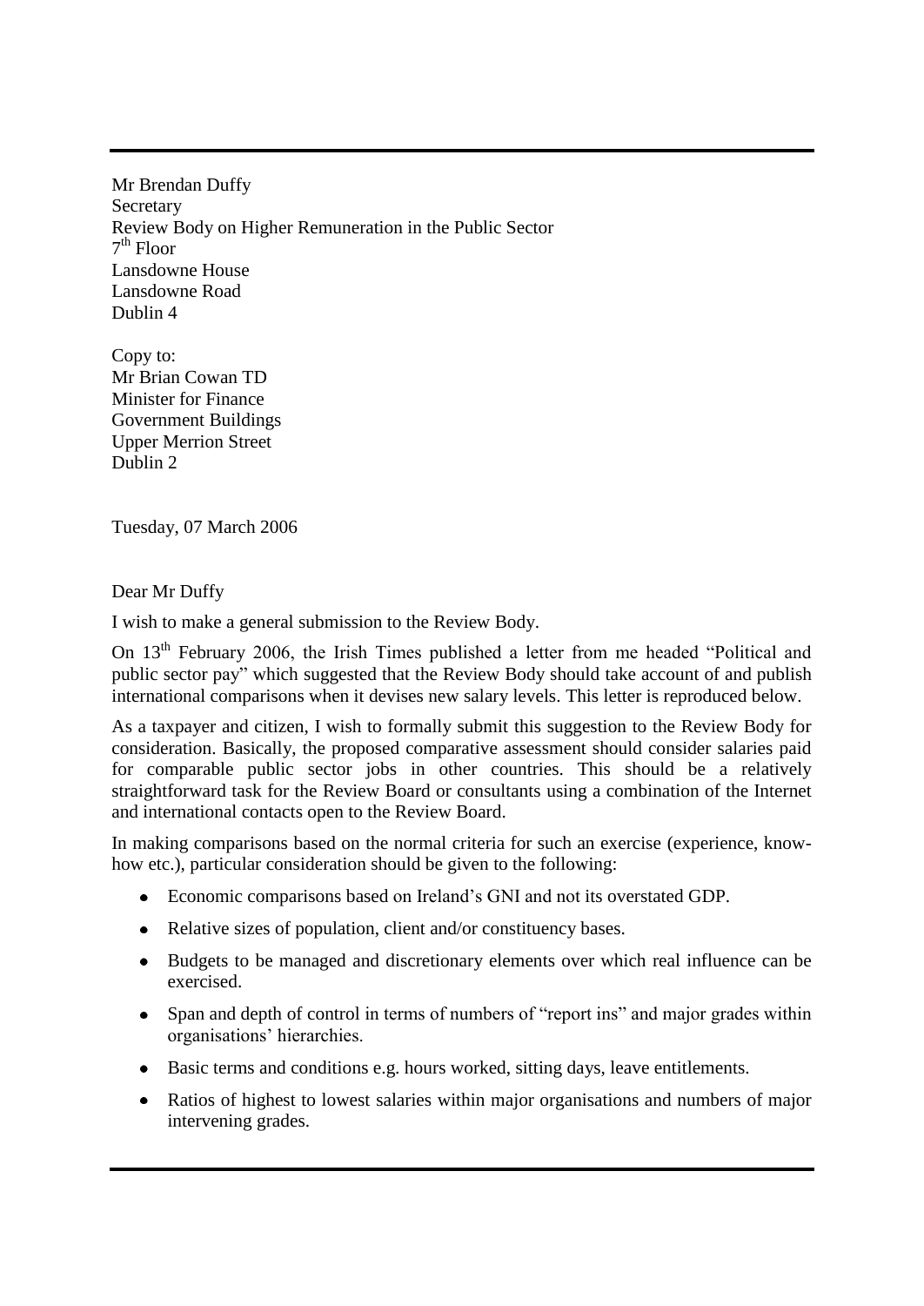Mr Brendan Duffy
Secretary
Review Body on Higher Remuneration in the Public Sector
7th Floor
Lansdowne House
Lansdowne Road
Dublin 4

Copy to:
Mr Brian Cowan TD
Minister for Finance
Government Buildings
Upper Merrion Street
Dublin 2

Tuesday, 07 March 2006

Dear Mr Duffy

I wish to make a general submission to the Review Body.

On 13th February 2006, the Irish Times published a letter from me headed "Political and public sector pay" which suggested that the Review Body should take account of and publish international comparisons when it devises new salary levels. This letter is reproduced below.

As a taxpayer and citizen, I wish to formally submit this suggestion to the Review Body for consideration. Basically, the proposed comparative assessment should consider salaries paid for comparable public sector jobs in other countries. This should be a relatively straightforward task for the Review Board or consultants using a combination of the Internet and international contacts open to the Review Board.

In making comparisons based on the normal criteria for such an exercise (experience, know-how etc.), particular consideration should be given to the following:

- Economic comparisons based on Ireland's GNI and not its overstated GDP.
- Relative sizes of population, client and/or constituency bases.
- Budgets to be managed and discretionary elements over which real influence can be exercised.
- Span and depth of control in terms of numbers of "report ins" and major grades within organisations' hierarchies.
- Basic terms and conditions e.g. hours worked, sitting days, leave entitlements.
- Ratios of highest to lowest salaries within major organisations and numbers of major intervening grades.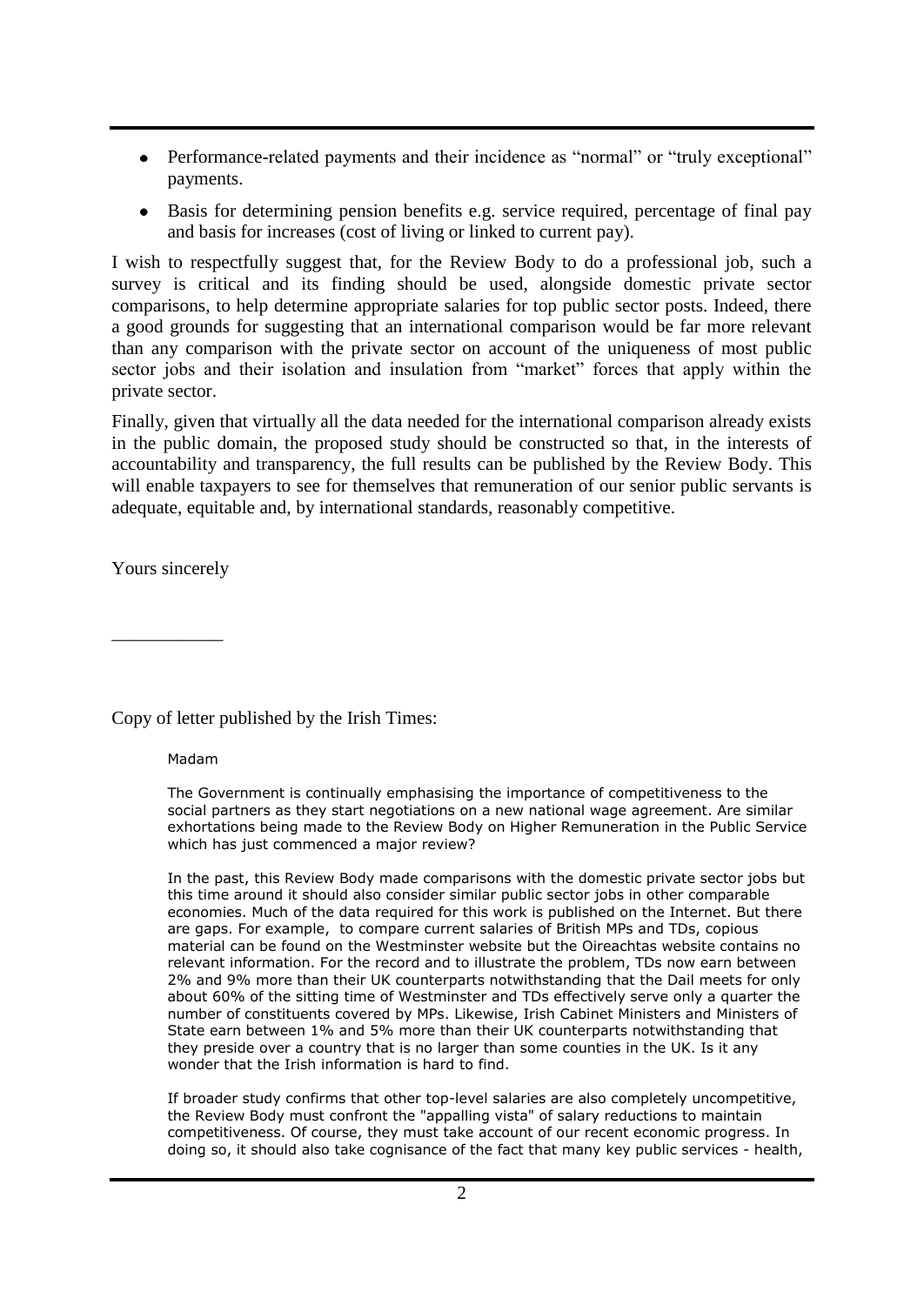- Performance-related payments and their incidence as “normal” or “truly exceptional” payments.
- Basis for determining pension benefits e.g. service required, percentage of final pay and basis for increases (cost of living or linked to current pay).

I wish to respectfully suggest that, for the Review Body to do a professional job, such a survey is critical and its finding should be used, alongside domestic private sector comparisons, to help determine appropriate salaries for top public sector posts. Indeed, there a good grounds for suggesting that an international comparison would be far more relevant than any comparison with the private sector on account of the uniqueness of most public sector jobs and their isolation and insulation from “market” forces that apply within the private sector.

Finally, given that virtually all the data needed for the international comparison already exists in the public domain, the proposed study should be constructed so that, in the interests of accountability and transparency, the full results can be published by the Review Body. This will enable taxpayers to see for themselves that remuneration of our senior public servants is adequate, equitable and, by international standards, reasonably competitive.

Yours sincerely

\_\_\_\_\_\_\_\_\_\_\_\_

Copy of letter published by the Irish Times:

> Madam
>
> The Government is continually emphasising the importance of competitiveness to the social partners as they start negotiations on a new national wage agreement. Are similar exhortations being made to the Review Body on Higher Remuneration in the Public Service which has just commenced a major review?
>
> In the past, this Review Body made comparisons with the domestic private sector jobs but this time around it should also consider similar public sector jobs in other comparable economies. Much of the data required for this work is published on the Internet. But there are gaps. For example, to compare current salaries of British MPs and TDs, copious material can be found on the Westminster website but the Oireachtas website contains no relevant information. For the record and to illustrate the problem, TDs now earn between 2% and 9% more than their UK counterparts notwithstanding that the Dail meets for only about 60% of the sitting time of Westminster and TDs effectively serve only a quarter the number of constituents covered by MPs. Likewise, Irish Cabinet Ministers and Ministers of State earn between 1% and 5% more than their UK counterparts notwithstanding that they preside over a country that is no larger than some counties in the UK. Is it any wonder that the Irish information is hard to find.
>
> If broader study confirms that other top-level salaries are also completely uncompetitive, the Review Body must confront the "appalling vista" of salary reductions to maintain competitiveness. Of course, they must take account of our recent economic progress. In doing so, it should also take cognisance of the fact that many key public services - health,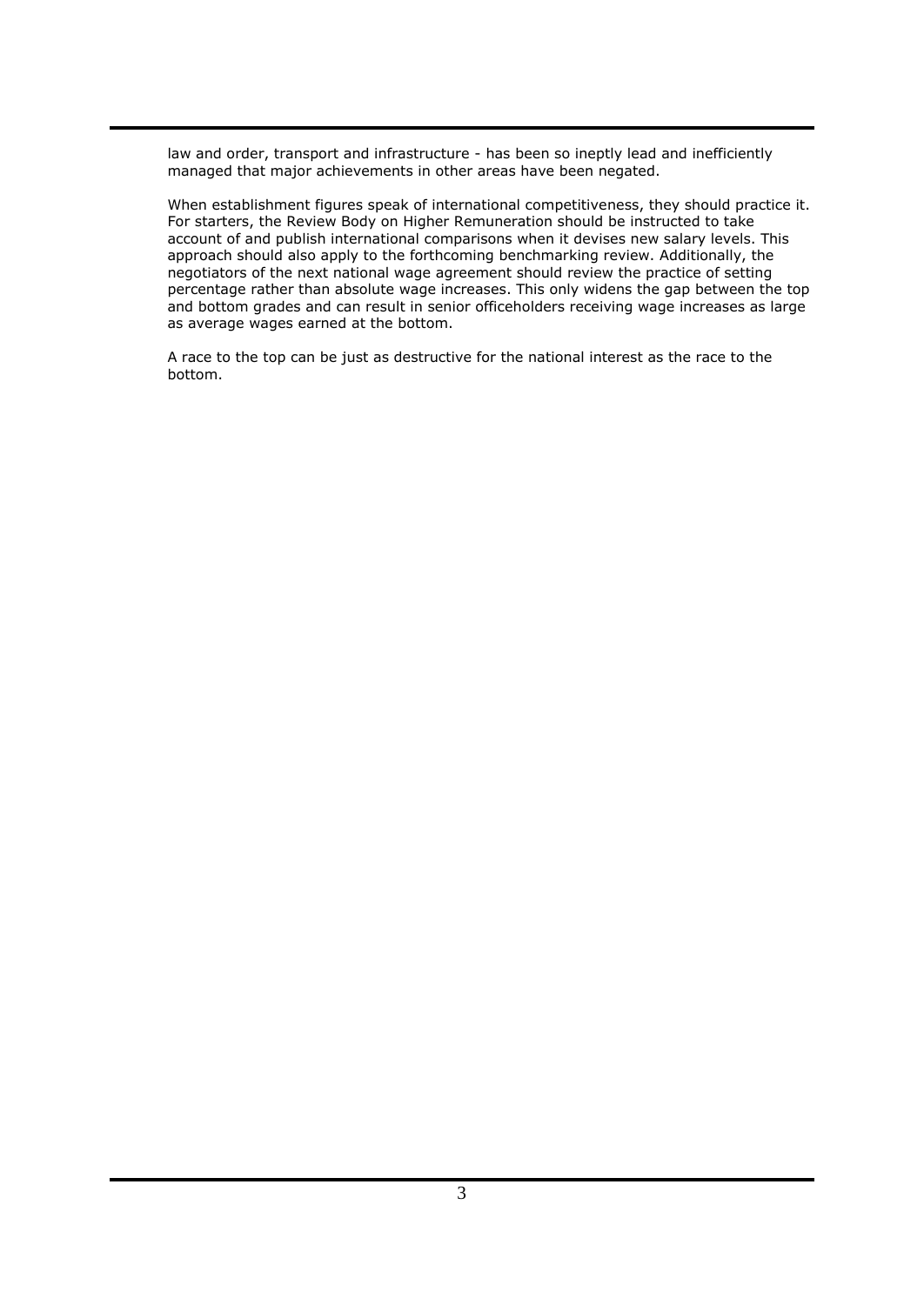law and order, transport and infrastructure - has been so ineptly lead and inefficiently managed that major achievements in other areas have been negated.

When establishment figures speak of international competitiveness, they should practice it. For starters, the Review Body on Higher Remuneration should be instructed to take account of and publish international comparisons when it devises new salary levels. This approach should also apply to the forthcoming benchmarking review. Additionally, the negotiators of the next national wage agreement should review the practice of setting percentage rather than absolute wage increases. This only widens the gap between the top and bottom grades and can result in senior officeholders receiving wage increases as large as average wages earned at the bottom.

A race to the top can be just as destructive for the national interest as the race to the bottom.